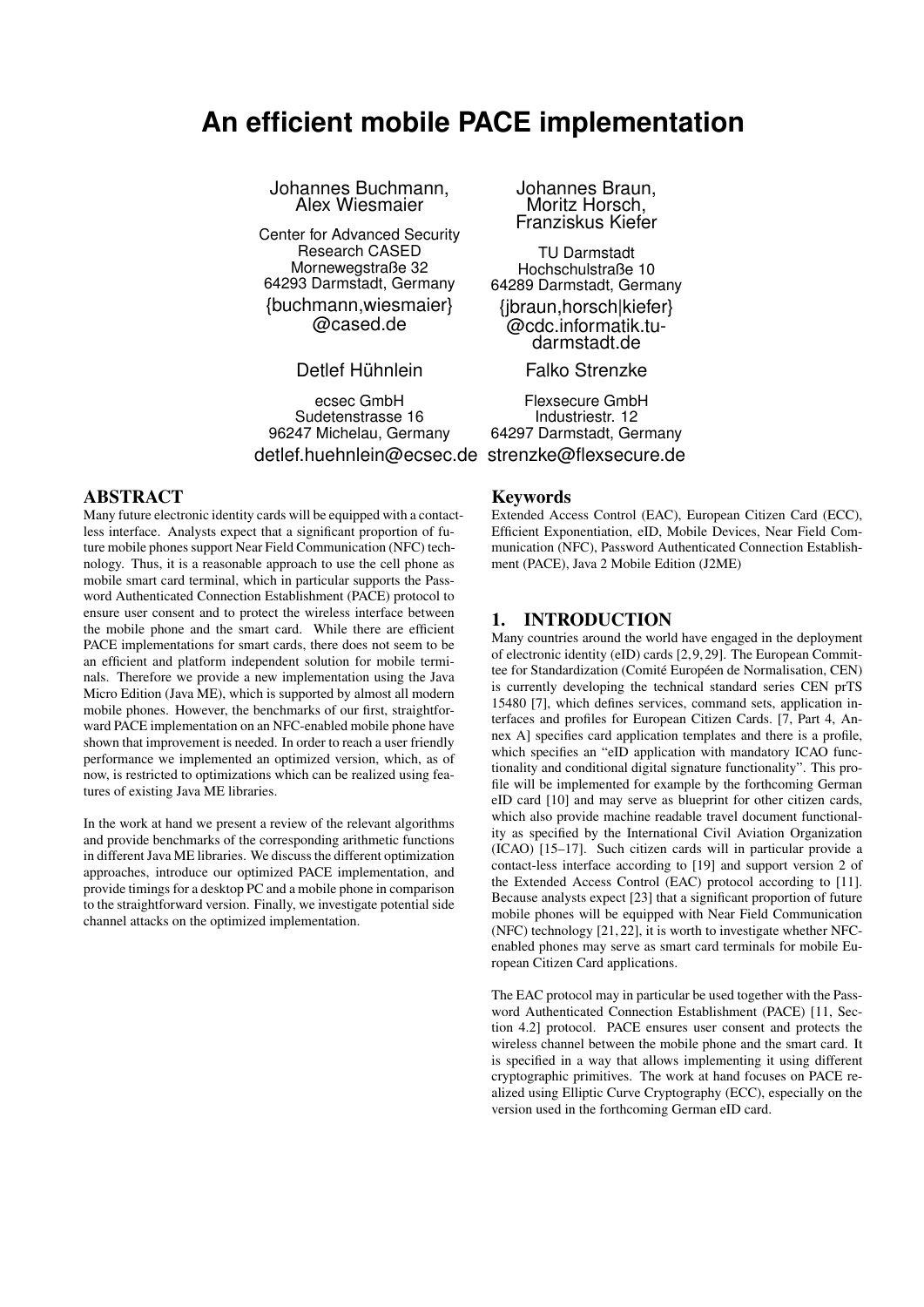# An efficient mobile PACE implementation

Johannes Buchmann, Alex Wiesmaier

Center for Advanced Security Research CASED
Mornewegstraße 32
64293 Darmstadt, Germany
{buchmann,wiesmaier}@cased.de

Johannes Braun, Moritz Horsch, Franziskus Kiefer

TU Darmstadt
Hochschulstraße 10
64289 Darmstadt, Germany
{jbraun,horsch|kiefer}@cdc.informatik.tu-darmstadt.de

Detlef Hühnlein

ecsec GmbH
Sudetenstrasse 16
96247 Michelau, Germany
detlef.huehnlein@ecsec.de

Falko Strenzke

Flexsecure GmbH
Industriestr. 12
64297 Darmstadt, Germany
strenzke@flexsecure.de

## ABSTRACT

Many future electronic identity cards will be equipped with a contactless interface. Analysts expect that a significant proportion of future mobile phones support Near Field Communication (NFC) technology. Thus, it is a reasonable approach to use the cell phone as mobile smart card terminal, which in particular supports the Password Authenticated Connection Establishment (PACE) protocol to ensure user consent and to protect the wireless interface between the mobile phone and the smart card. While there are efficient PACE implementations for smart cards, there does not seem to be an efficient and platform independent solution for mobile terminals. Therefore we provide a new implementation using the Java Micro Edition (Java ME), which is supported by almost all modern mobile phones. However, the benchmarks of our first, straightforward PACE implementation on an NFC-enabled mobile phone have shown that improvement is needed. In order to reach a user friendly performance we implemented an optimized version, which, as of now, is restricted to optimizations which can be realized using features of existing Java ME libraries.

In the work at hand we present a review of the relevant algorithms and provide benchmarks of the corresponding arithmetic functions in different Java ME libraries. We discuss the different optimization approaches, introduce our optimized PACE implementation, and provide timings for a desktop PC and a mobile phone in comparison to the straightforward version. Finally, we investigate potential side channel attacks on the optimized implementation.

## Keywords

Extended Access Control (EAC), European Citizen Card (ECC), Efficient Exponentiation, eID, Mobile Devices, Near Field Communication (NFC), Password Authenticated Connection Establishment (PACE), Java 2 Mobile Edition (J2ME)

## 1. INTRODUCTION

Many countries around the world have engaged in the deployment of electronic identity (eID) cards [2,9,29]. The European Committee for Standardization (Comité Européen de Normalisation, CEN) is currently developing the technical standard series CEN prTS 15480 [7], which defines services, command sets, application interfaces and profiles for European Citizen Cards. [7, Part 4, Annex A] specifies card application templates and there is a profile, which specifies an "eID application with mandatory ICAO functionality and conditional digital signature functionality". This profile will be implemented for example by the forthcoming German eID card [10] and may serve as blueprint for other citizen cards, which also provide machine readable travel document functionality as specified by the International Civil Aviation Organization (ICAO) [15–17]. Such citizen cards will in particular provide a contact-less interface according to [19] and support version 2 of the Extended Access Control (EAC) protocol according to [11]. Because analysts expect [23] that a significant proportion of future mobile phones will be equipped with Near Field Communication (NFC) technology [21,22], it is worth to investigate whether NFC-enabled phones may serve as smart card terminals for mobile European Citizen Card applications.

The EAC protocol may in particular be used together with the Password Authenticated Connection Establishment (PACE) [11, Section 4.2] protocol. PACE ensures user consent and protects the wireless channel between the mobile phone and the smart card. It is specified in a way that allows implementing it using different cryptographic primitives. The work at hand focuses on PACE realized using Elliptic Curve Cryptography (ECC), especially on the version used in the forthcoming German eID card.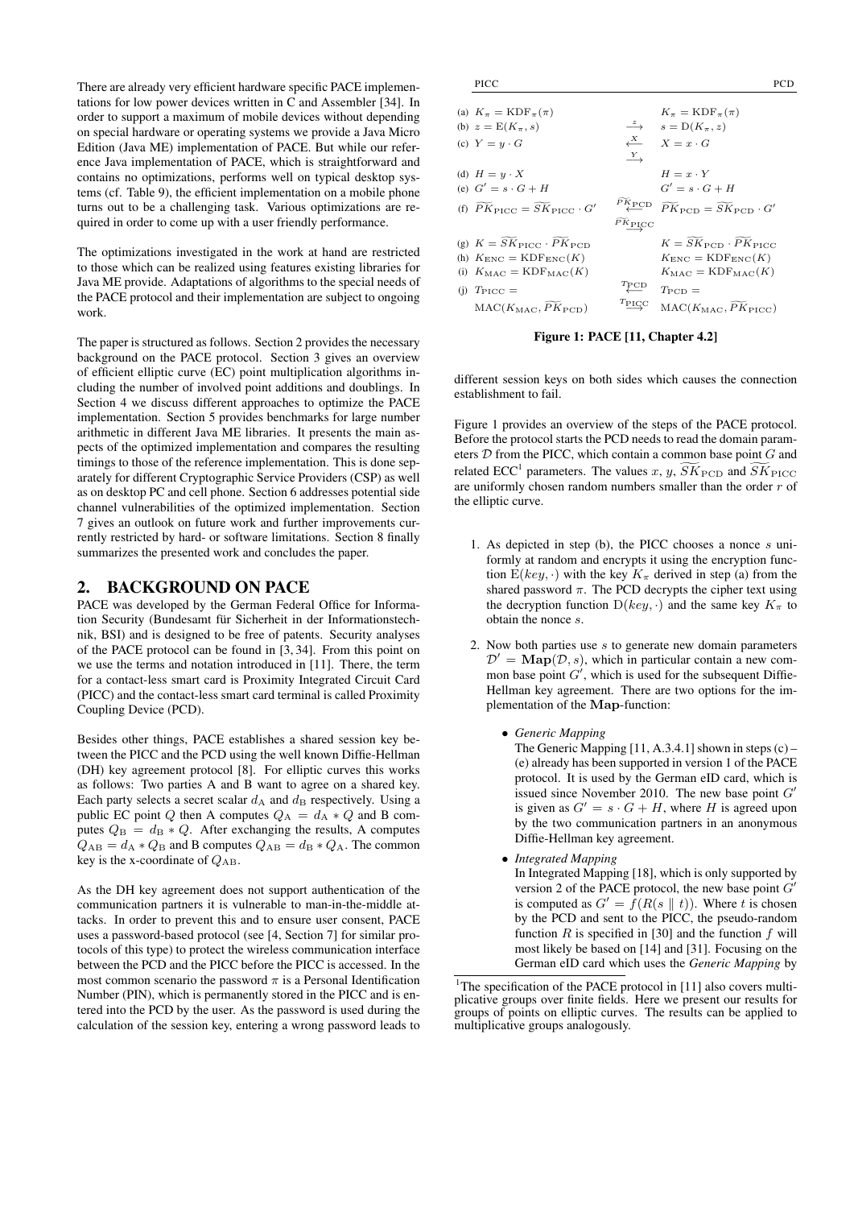There are already very efficient hardware specific PACE implementations for low power devices written in C and Assembler [34]. In order to support a maximum of mobile devices without depending on special hardware or operating systems we provide a Java Micro Edition (Java ME) implementation of PACE. But while our reference Java implementation of PACE, which is straightforward and contains no optimizations, performs well on typical desktop systems (cf. Table 9), the efficient implementation on a mobile phone turns out to be a challenging task. Various optimizations are required in order to come up with a user friendly performance.

The optimizations investigated in the work at hand are restricted to those which can be realized using features existing libraries for Java ME provide. Adaptations of algorithms to the special needs of the PACE protocol and their implementation are subject to ongoing work.

The paper is structured as follows. Section 2 provides the necessary background on the PACE protocol. Section 3 gives an overview of efficient elliptic curve (EC) point multiplication algorithms including the number of involved point additions and doublings. In Section 4 we discuss different approaches to optimize the PACE implementation. Section 5 provides benchmarks for large number arithmetic in different Java ME libraries. It presents the main aspects of the optimized implementation and compares the resulting timings to those of the reference implementation. This is done separately for different Cryptographic Service Providers (CSP) as well as on desktop PC and cell phone. Section 6 addresses potential side channel vulnerabilities of the optimized implementation. Section 7 gives an outlook on future work and further improvements currently restricted by hard- or software limitations. Section 8 finally summarizes the presented work and concludes the paper.

## 2. BACKGROUND ON PACE

PACE was developed by the German Federal Office for Information Security (Bundesamt für Sicherheit in der Informationstechnik, BSI) and is designed to be free of patents. Security analyses of the PACE protocol can be found in [3, 34]. From this point on we use the terms and notation introduced in [11]. There, the term for a contact-less smart card is Proximity Integrated Circuit Card (PICC) and the contact-less smart card terminal is called Proximity Coupling Device (PCD).

Besides other things, PACE establishes a shared session key between the PICC and the PCD using the well known Diffie-Hellman (DH) key agreement protocol [8]. For elliptic curves this works as follows: Two parties A and B want to agree on a shared key. Each party selects a secret scalar $d_{\mathrm{A}}$ and $d_{\mathrm{B}}$ respectively. Using a public EC point $Q$ then A computes $Q_{\mathrm{A}} = d_{\mathrm{A}} * Q$ and B computes $Q_{\mathrm{B}} = d_{\mathrm{B}} * Q$. After exchanging the results, A computes $Q_{\mathrm{AB}} = d_{\mathrm{A}} * Q_{\mathrm{B}}$ and B computes $Q_{\mathrm{AB}} = d_{\mathrm{B}} * Q_{\mathrm{A}}$. The common key is the x-coordinate of $Q_{\mathrm{AB}}$.

As the DH key agreement does not support authentication of the communication partners it is vulnerable to man-in-the-middle attacks. In order to prevent this and to ensure user consent, PACE uses a password-based protocol (see [4, Section 7] for similar protocols of this type) to protect the wireless communication interface between the PCD and the PICC before the PICC is accessed. In the most common scenario the password $\pi$ is a Personal Identification Number (PIN), which is permanently stored in the PICC and is entered into the PCD by the user. As the password is used during the calculation of the session key, entering a wrong password leads to different session keys on both sides which causes the connection establishment to fail.

| | PICC | | PCD |
|---|---|---|---|
| (a) | $K_\pi = \mathrm{KDF}_\pi(\pi)$ | | $K_\pi = \mathrm{KDF}_\pi(\pi)$ |
| (b) | $z = \mathrm{E}(K_\pi, s)$ | $\xrightarrow{z}$ | $s = \mathrm{D}(K_\pi, z)$ |
| (c) | $Y = y \cdot G$ | $\xleftarrow{X}$ $\xrightarrow{Y}$ | $X = x \cdot G$ |
| (d) | $H = y \cdot X$ | | $H = x \cdot Y$ |
| (e) | $G' = s \cdot G + H$ | | $G' = s \cdot G + H$ |
| (f) | $\widetilde{PK}_{\mathrm{PICC}} = \widetilde{SK}_{\mathrm{PICC}} \cdot G'$ | $\xleftarrow{\widetilde{PK}_{\mathrm{PCD}}}$ $\xrightarrow{\widetilde{PK}_{\mathrm{PICC}}}$ | $\widetilde{PK}_{\mathrm{PCD}} = \widetilde{SK}_{\mathrm{PCD}} \cdot G'$ |
| (g) | $K = \widetilde{SK}_{\mathrm{PICC}} \cdot \widetilde{PK}_{\mathrm{PCD}}$ | | $K = \widetilde{SK}_{\mathrm{PCD}} \cdot \widetilde{PK}_{\mathrm{PICC}}$ |
| (h) | $K_{\mathrm{ENC}} = \mathrm{KDF}_{\mathrm{ENC}}(K)$ | | $K_{\mathrm{ENC}} = \mathrm{KDF}_{\mathrm{ENC}}(K)$ |
| (i) | $K_{\mathrm{MAC}} = \mathrm{KDF}_{\mathrm{MAC}}(K)$ | | $K_{\mathrm{MAC}} = \mathrm{KDF}_{\mathrm{MAC}}(K)$ |
| (j) | $T_{\mathrm{PICC}} = \mathrm{MAC}(K_{\mathrm{MAC}}, \widetilde{PK}_{\mathrm{PCD}})$ | $\xleftarrow{T_{\mathrm{PCD}}}$ $\xrightarrow{T_{\mathrm{PICC}}}$ | $T_{\mathrm{PCD}} = \mathrm{MAC}(K_{\mathrm{MAC}}, \widetilde{PK}_{\mathrm{PICC}})$ |

**Figure 1: PACE [11, Chapter 4.2]**

Figure 1 provides an overview of the steps of the PACE protocol. Before the protocol starts the PCD needs to read the domain parameters $\mathcal{D}$ from the PICC, which contain a common base point $G$ and related ECC[1] parameters. The values $x$, $y$, $\widetilde{SK}_{\mathrm{PCD}}$ and $\widetilde{SK}_{\mathrm{PICC}}$ are uniformly chosen random numbers smaller than the order $r$ of the elliptic curve.

1. As depicted in step (b), the PICC chooses a nonce $s$ uniformly at random and encrypts it using the encryption function $\mathrm{E}(key, \cdot)$ with the key $K_\pi$ derived in step (a) from the shared password $\pi$. The PCD decrypts the cipher text using the decryption function $\mathrm{D}(key, \cdot)$ and the same key $K_\pi$ to obtain the nonce $s$.

2. Now both parties use $s$ to generate new domain parameters $\mathcal{D}' = \mathbf{Map}(\mathcal{D}, s)$, which in particular contain a new common base point $G'$, which is used for the subsequent Diffie-Hellman key agreement. There are two options for the implementation of the $\mathbf{Map}$-function:

   - *Generic Mapping*
     The Generic Mapping [11, A.3.4.1] shown in steps (c) – (e) already has been supported in version 1 of the PACE protocol. It is used by the German eID card, which is issued since November 2010. The new base point $G'$ is given as $G' = s \cdot G + H$, where $H$ is agreed upon by the two communication partners in an anonymous Diffie-Hellman key agreement.

   - *Integrated Mapping*
     In Integrated Mapping [18], which is only supported by version 2 of the PACE protocol, the new base point $G'$ is computed as $G' = f(R(s \parallel t))$. Where $t$ is chosen by the PCD and sent to the PICC, the pseudo-random function $R$ is specified in [30] and the function $f$ will most likely be based on [14] and [31]. Focusing on the German eID card which uses the *Generic Mapping* by

[1] The specification of the PACE protocol in [11] also covers multiplicative groups over finite fields. Here we present our results for groups of points on elliptic curves. The results can be applied to multiplicative groups analogously.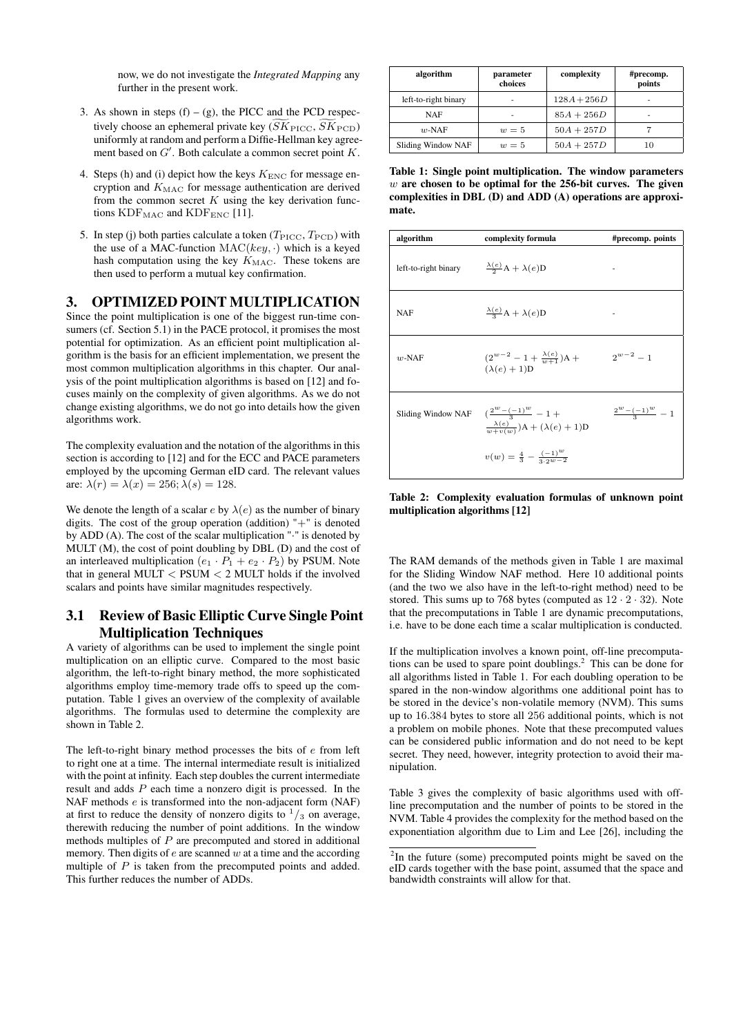now, we do not investigate the *Integrated Mapping* any further in the present work.

3. As shown in steps (f) – (g), the PICC and the PCD respectively choose an ephemeral private key ($\widetilde{SK}_{\rm PICC}$, $\widetilde{SK}_{\rm PCD}$) uniformly at random and perform a Diffie-Hellman key agreement based on $G'$. Both calculate a common secret point $K$.
4. Steps (h) and (i) depict how the keys $K_{\rm ENC}$ for message encryption and $K_{\rm MAC}$ for message authentication are derived from the common secret $K$ using the key derivation functions $\mathrm{KDF}_{\rm MAC}$ and $\mathrm{KDF}_{\rm ENC}$ [11].
5. In step (j) both parties calculate a token ($T_{\rm PICC}$, $T_{\rm PCD}$) with the use of a MAC-function $\mathrm{MAC}(key, \cdot)$ which is a keyed hash computation using the key $K_{\rm MAC}$. These tokens are then used to perform a mutual key confirmation.

# 3. OPTIMIZED POINT MULTIPLICATION

Since the point multiplication is one of the biggest run-time consumers (cf. Section 5.1) in the PACE protocol, it promises the most potential for optimization. As an efficient point multiplication algorithm is the basis for an efficient implementation, we present the most common multiplication algorithms in this chapter. Our analysis of the point multiplication algorithms is based on [12] and focuses mainly on the complexity of given algorithms. As we do not change existing algorithms, we do not go into details how the given algorithms work.

The complexity evaluation and the notation of the algorithms in this section is according to [12] and for the ECC and PACE parameters employed by the upcoming German eID card. The relevant values are: $\lambda(r) = \lambda(x) = 256; \lambda(s) = 128$.

We denote the length of a scalar $e$ by $\lambda(e)$ as the number of binary digits. The cost of the group operation (addition) "$+$" is denoted by ADD (A). The cost of the scalar multiplication "$\cdot$" is denoted by MULT (M), the cost of point doubling by DBL (D) and the cost of an interleaved multiplication ($e_1 \cdot P_1 + e_2 \cdot P_2$) by PSUM. Note that in general MULT < PSUM < 2 MULT holds if the involved scalars and points have similar magnitudes respectively.

## 3.1 Review of Basic Elliptic Curve Single Point Multiplication Techniques

A variety of algorithms can be used to implement the single point multiplication on an elliptic curve. Compared to the most basic algorithm, the left-to-right binary method, the more sophisticated algorithms employ time-memory trade offs to speed up the computation. Table 1 gives an overview of the complexity of available algorithms. The formulas used to determine the complexity are shown in Table 2.

The left-to-right binary method processes the bits of $e$ from left to right one at a time. The internal intermediate result is initialized with the point at infinity. Each step doubles the current intermediate result and adds $P$ each time a nonzero digit is processed. In the NAF methods $e$ is transformed into the non-adjacent form (NAF) at first to reduce the density of nonzero digits to $^1/_3$ on average, therewith reducing the number of point additions. In the window methods multiples of $P$ are precomputed and stored in additional memory. Then digits of $e$ are scanned $w$ at a time and the according multiple of $P$ is taken from the precomputed points and added. This further reduces the number of ADDs.

| algorithm | parameter choices | complexity | #precomp. points |
|---|---|---|---|
| left-to-right binary | - | $128A + 256D$ | - |
| NAF | - | $85A + 256D$ | - |
| $w$-NAF | $w = 5$ | $50A + 257D$ | 7 |
| Sliding Window NAF | $w = 5$ | $50A + 257D$ | 10 |

**Table 1: Single point multiplication. The window parameters $w$ are chosen to be optimal for the 256-bit curves. The given complexities in DBL (D) and ADD (A) operations are approximate.**

| algorithm | complexity formula | #precomp. points |
|---|---|---|
| left-to-right binary | $\frac{\lambda(e)}{2}\mathrm{A} + \lambda(e)\mathrm{D}$ | - |
| NAF | $\frac{\lambda(e)}{3}\mathrm{A} + \lambda(e)\mathrm{D}$ | - |
| $w$-NAF | $(2^{w-2} - 1 + \frac{\lambda(e)}{w+1})\mathrm{A} + (\lambda(e) + 1)\mathrm{D}$ | $2^{w-2} - 1$ |
| Sliding Window NAF | $(\frac{2^w - (-1)^w}{3} - 1 + \frac{\lambda(e)}{w+v(w)})\mathrm{A} + (\lambda(e) + 1)\mathrm{D}$ <br> $v(w) = \frac{4}{3} - \frac{(-1)^w}{3 \cdot 2^{w-2}}$ | $\frac{2^w - (-1)^w}{3} - 1$ |

**Table 2: Complexity evaluation formulas of unknown point multiplication algorithms [12]**

The RAM demands of the methods given in Table 1 are maximal for the Sliding Window NAF method. Here 10 additional points (and the two we also have in the left-to-right method) need to be stored. This sums up to 768 bytes (computed as $12 \cdot 2 \cdot 32$). Note that the precomputations in Table 1 are dynamic precomputations, i.e. have to be done each time a scalar multiplication is conducted.

If the multiplication involves a known point, off-line precomputations can be used to spare point doublings.[2] This can be done for all algorithms listed in Table 1. For each doubling operation to be spared in the non-window algorithms one additional point has to be stored in the device's non-volatile memory (NVM). This sums up to 16.384 bytes to store all 256 additional points, which is not a problem on mobile phones. Note that these precomputed values can be considered public information and do not need to be kept secret. They need, however, integrity protection to avoid their manipulation.

Table 3 gives the complexity of basic algorithms used with off-line precomputation and the number of points to be stored in the NVM. Table 4 provides the complexity for the method based on the exponentiation algorithm due to Lim and Lee [26], including the

[2] In the future (some) precomputed points might be saved on the eID cards together with the base point, assumed that the space and bandwidth constraints will allow for that.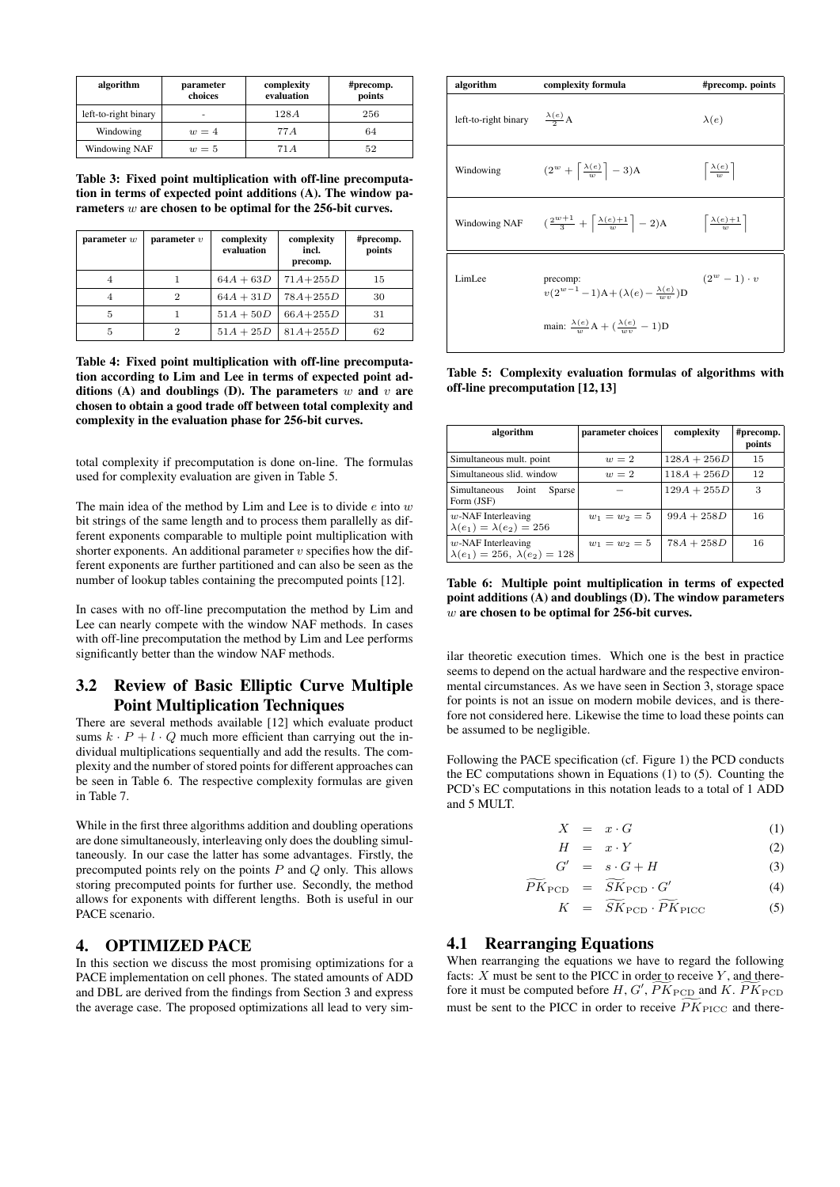| algorithm | parameter choices | complexity evaluation | #precomp. points |
|---|---|---|---|
| left-to-right binary | - | $128A$ | 256 |
| Windowing | $w = 4$ | $77A$ | 64 |
| Windowing NAF | $w = 5$ | $71A$ | 52 |

**Table 3: Fixed point multiplication with off-line precomputation in terms of expected point additions (A). The window parameters $w$ are chosen to be optimal for the 256-bit curves.**

| parameter $w$ | parameter $v$ | complexity evaluation | complexity incl. precomp. | #precomp. points |
|---|---|---|---|---|
| 4 | 1 | $64A + 63D$ | $71A$+$255D$ | 15 |
| 4 | 2 | $64A + 31D$ | $78A$+$255D$ | 30 |
| 5 | 1 | $51A + 50D$ | $66A$+$255D$ | 31 |
| 5 | 2 | $51A + 25D$ | $81A$+$255D$ | 62 |

**Table 4: Fixed point multiplication with off-line precomputation according to Lim and Lee in terms of expected point additions (A) and doublings (D). The parameters $w$ and $v$ are chosen to obtain a good trade off between total complexity and complexity in the evaluation phase for 256-bit curves.**

total complexity if precomputation is done on-line. The formulas used for complexity evaluation are given in Table 5.

The main idea of the method by Lim and Lee is to divide $e$ into $w$ bit strings of the same length and to process them parallelly as different exponents comparable to multiple point multiplication with shorter exponents. An additional parameter $v$ specifies how the different exponents are further partitioned and can also be seen as the number of lookup tables containing the precomputed points [12].

In cases with no off-line precomputation the method by Lim and Lee can nearly compete with the window NAF methods. In cases with off-line precomputation the method by Lim and Lee performs significantly better than the window NAF methods.

## 3.2 Review of Basic Elliptic Curve Multiple Point Multiplication Techniques

There are several methods available [12] which evaluate product sums $k \cdot P + l \cdot Q$ much more efficient than carrying out the individual multiplications sequentially and add the results. The complexity and the number of stored points for different approaches can be seen in Table 6. The respective complexity formulas are given in Table 7.

While in the first three algorithms addition and doubling operations are done simultaneously, interleaving only does the doubling simultaneously. In our case the latter has some advantages. Firstly, the precomputed points rely on the points $P$ and $Q$ only. This allows storing precomputed points for further use. Secondly, the method allows for exponents with different lengths. Both is useful in our PACE scenario.

# 4. OPTIMIZED PACE

In this section we discuss the most promising optimizations for a PACE implementation on cell phones. The stated amounts of ADD and DBL are derived from the findings from Section 3 and express the average case. The proposed optimizations all lead to very similar theoretic execution times. Which one is the best in practice seems to depend on the actual hardware and the respective environmental circumstances. As we have seen in Section 3, storage space for points is not an issue on modern mobile devices, and is therefore not considered here. Likewise the time to load these points can be assumed to be negligible.

| algorithm | complexity formula | #precomp. points |
|---|---|---|
| left-to-right binary | $\frac{\lambda(e)}{2}$A | $\lambda(e)$ |
| Windowing | $(2^w + \left\lceil \frac{\lambda(e)}{w} \right\rceil - 3)$A | $\left\lceil \frac{\lambda(e)}{w} \right\rceil$ |
| Windowing NAF | $(\frac{2^{w+1}}{3} + \left\lceil \frac{\lambda(e)+1}{w} \right\rceil - 2)$A | $\left\lceil \frac{\lambda(e)+1}{w} \right\rceil$ |
| LimLee | precomp: $v(2^{w-1}-1)$A$+(\lambda(e) - \frac{\lambda(e)}{wv})$D<br>main: $\frac{\lambda(e)}{w}$A $+ (\frac{\lambda(e)}{wv} - 1)$D | $(2^w - 1) \cdot v$ |

**Table 5: Complexity evaluation formulas of algorithms with off-line precomputation [12, 13]**

| algorithm | parameter choices | complexity | #precomp. points |
|---|---|---|---|
| Simultaneous mult. point | $w = 2$ | $128A + 256D$ | 15 |
| Simultaneous slid. window | $w = 2$ | $118A + 256D$ | 12 |
| Simultaneous Joint Sparse Form (JSF) | − | $129A + 255D$ | 3 |
| $w$-NAF Interleaving $\lambda(e_1) = \lambda(e_2) = 256$ | $w_1 = w_2 = 5$ | $99A + 258D$ | 16 |
| $w$-NAF Interleaving $\lambda(e_1) = 256,\ \lambda(e_2) = 128$ | $w_1 = w_2 = 5$ | $78A + 258D$ | 16 |

**Table 6: Multiple point multiplication in terms of expected point additions (A) and doublings (D). The window parameters $w$ are chosen to be optimal for 256-bit curves.**

Following the PACE specification (cf. Figure 1) the PCD conducts the EC computations shown in Equations (1) to (5). Counting the PCD's EC computations in this notation leads to a total of 1 ADD and 5 MULT.

$$X = x \cdot G \tag{1}$$
$$H = x \cdot Y \tag{2}$$
$$G' = s \cdot G + H \tag{3}$$
$$\widetilde{PK}_{\text{PCD}} = \widetilde{SK}_{\text{PCD}} \cdot G' \tag{4}$$
$$K = \widetilde{SK}_{\text{PCD}} \cdot \widetilde{PK}_{\text{PICC}} \tag{5}$$

## 4.1 Rearranging Equations

When rearranging the equations we have to regard the following facts: $X$ must be sent to the PICC in order to receive $Y$, and therefore it must be computed before $H$, $G'$, $\widetilde{PK}_{\text{PCD}}$ and $K$. $\widetilde{PK}_{\text{PCD}}$ must be sent to the PICC in order to receive $\widetilde{PK}_{\text{PICC}}$ and there-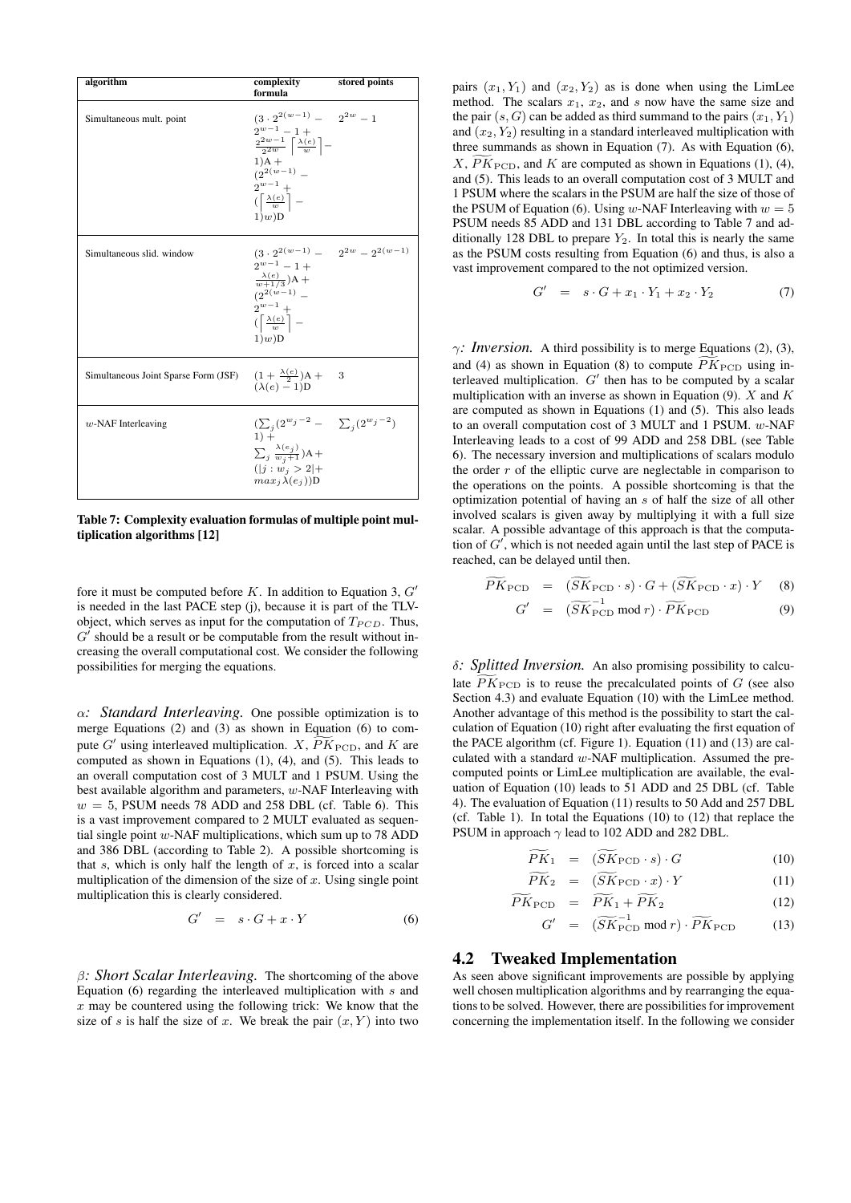| algorithm | complexity formula | stored points |
|---|---|---|
| Simultaneous mult. point | $(3 \cdot 2^{2(w-1)} - 2^{w-1} - 1 + \frac{2^{2w}-1}{2^{2w}} \left\lceil \frac{\lambda(e)}{w} \right\rceil - 1)\text{A} + (2^{2(w-1)} - 2^{w-1} + (\left\lceil \frac{\lambda(e)}{w} \right\rceil - 1)w)\text{D}$ | $2^{2w} - 1$ |
| Simultaneous slid. window | $(3 \cdot 2^{2(w-1)} - 2^{w-1} - 1 + \frac{\lambda(e)}{w+1/3})\text{A} + (2^{2(w-1)} - 2^{w-1} + (\left\lceil \frac{\lambda(e)}{w} \right\rceil - 1)w)\text{D}$ | $2^{2w} - 2^{2(w-1)}$ |
| Simultaneous Joint Sparse Form (JSF) | $(1 + \frac{\lambda(e)}{2})\text{A} + (\lambda(e) - 1)\text{D}$ | 3 |
| $w$-NAF Interleaving | $(\sum_j (2^{w_j - 2} - 1) + \sum_j \frac{\lambda(e_j)}{w_j + 1})\text{A} + (\lvert j : w_j > 2 \rvert + max_j \lambda(e_j))\text{D}$ | $\sum_j (2^{w_j - 2})$ |

**Table 7: Complexity evaluation formulas of multiple point multiplication algorithms [12]**

fore it must be computed before $K$. In addition to Equation 3, $G'$ is needed in the last PACE step (j), because it is part of the TLV-object, which serves as input for the computation of $T_{PCD}$. Thus, $G'$ should be a result or be computable from the result without increasing the overall computational cost. We consider the following possibilities for merging the equations.

*$\alpha$: Standard Interleaving.* One possible optimization is to merge Equations (2) and (3) as shown in Equation (6) to compute $G'$ using interleaved multiplication. $X$, $\widetilde{PK}_{\text{PCD}}$, and $K$ are computed as shown in Equations (1), (4), and (5). This leads to an overall computation cost of 3 MULT and 1 PSUM. Using the best available algorithm and parameters, $w$-NAF Interleaving with $w = 5$, PSUM needs 78 ADD and 258 DBL (cf. Table 6). This is a vast improvement compared to 2 MULT evaluated as sequential single point $w$-NAF multiplications, which sum up to 78 ADD and 386 DBL (according to Table 2). A possible shortcoming is that $s$, which is only half the length of $x$, is forced into a scalar multiplication of the dimension of the size of $x$. Using single point multiplication this is clearly considered.

$$G' = s \cdot G + x \cdot Y \tag{6}$$

*$\beta$: Short Scalar Interleaving.* The shortcoming of the above Equation (6) regarding the interleaved multiplication with $s$ and $x$ may be countered using the following trick: We know that the size of $s$ is half the size of $x$. We break the pair $(x, Y)$ into two pairs $(x_1, Y_1)$ and $(x_2, Y_2)$ as is done when using the LimLee method. The scalars $x_1$, $x_2$, and $s$ now have the same size and the pair $(s, G)$ can be added as third summand to the pairs $(x_1, Y_1)$ and $(x_2, Y_2)$ resulting in a standard interleaved multiplication with three summands as shown in Equation (7). As with Equation (6), $X$, $\widetilde{PK}_{\text{PCD}}$, and $K$ are computed as shown in Equations (1), (4), and (5). This leads to an overall computation cost of 3 MULT and 1 PSUM where the scalars in the PSUM are half the size of those of the PSUM of Equation (6). Using $w$-NAF Interleaving with $w = 5$ PSUM needs 85 ADD and 131 DBL according to Table 7 and additionally 128 DBL to prepare $Y_2$. In total this is nearly the same as the PSUM costs resulting from Equation (6) and thus, is also a vast improvement compared to the not optimized version.

$$G' = s \cdot G + x_1 \cdot Y_1 + x_2 \cdot Y_2 \tag{7}$$

*$\gamma$: Inversion.* A third possibility is to merge Equations (2), (3), and (4) as shown in Equation (8) to compute $\widetilde{PK}_{\text{PCD}}$ using interleaved multiplication. $G'$ then has to be computed by a scalar multiplication with an inverse as shown in Equation (9). $X$ and $K$ are computed as shown in Equations (1) and (5). This also leads to an overall computation cost of 3 MULT and 1 PSUM. $w$-NAF Interleaving leads to a cost of 99 ADD and 258 DBL (see Table 6). The necessary inversion and multiplications of scalars modulo the order $r$ of the elliptic curve are neglectable in comparison to the operations on the points. A possible shortcoming is that the optimization potential of having an $s$ of half the size of all other involved scalars is given away by multiplying it with a full size scalar. A possible advantage of this approach is that the computation of $G'$, which is not needed again until the last step of PACE is reached, can be delayed until then.

$$\widetilde{PK}_{\text{PCD}} = (\widetilde{SK}_{\text{PCD}} \cdot s) \cdot G + (\widetilde{SK}_{\text{PCD}} \cdot x) \cdot Y \tag{8}$$

$$G' = (\widetilde{SK}_{\text{PCD}}^{-1} \bmod r) \cdot \widetilde{PK}_{\text{PCD}} \tag{9}$$

*$\delta$: Splitted Inversion.* An also promising possibility to calculate $\widetilde{PK}_{\text{PCD}}$ is to reuse the precalculated points of $G$ (see also Section 4.3) and evaluate Equation (10) with the LimLee method. Another advantage of this method is the possibility to start the calculation of Equation (10) right after evaluating the first equation of the PACE algorithm (cf. Figure 1). Equation (11) and (13) are calculated with a standard $w$-NAF multiplication. Assumed the precomputed points or LimLee multiplication are available, the evaluation of Equation (10) leads to 51 ADD and 25 DBL (cf. Table 4). The evaluation of Equation (11) results to 50 Add and 257 DBL (cf. Table 1). In total the Equations (10) to (12) that replace the PSUM in approach $\gamma$ lead to 102 ADD and 282 DBL.

$$\widetilde{PK}_1 = (\widetilde{SK}_{\text{PCD}} \cdot s) \cdot G \tag{10}$$

$$\widetilde{PK}_2 = (\widetilde{SK}_{\text{PCD}} \cdot x) \cdot Y \tag{11}$$

$$\widetilde{PK}_{\text{PCD}} = \widetilde{PK}_1 + \widetilde{PK}_2 \tag{12}$$

$$G' = (\widetilde{SK}_{\text{PCD}}^{-1} \bmod r) \cdot \widetilde{PK}_{\text{PCD}} \tag{13}$$

## 4.2 Tweaked Implementation

As seen above significant improvements are possible by applying well chosen multiplication algorithms and by rearranging the equations to be solved. However, there are possibilities for improvement concerning the implementation itself. In the following we consider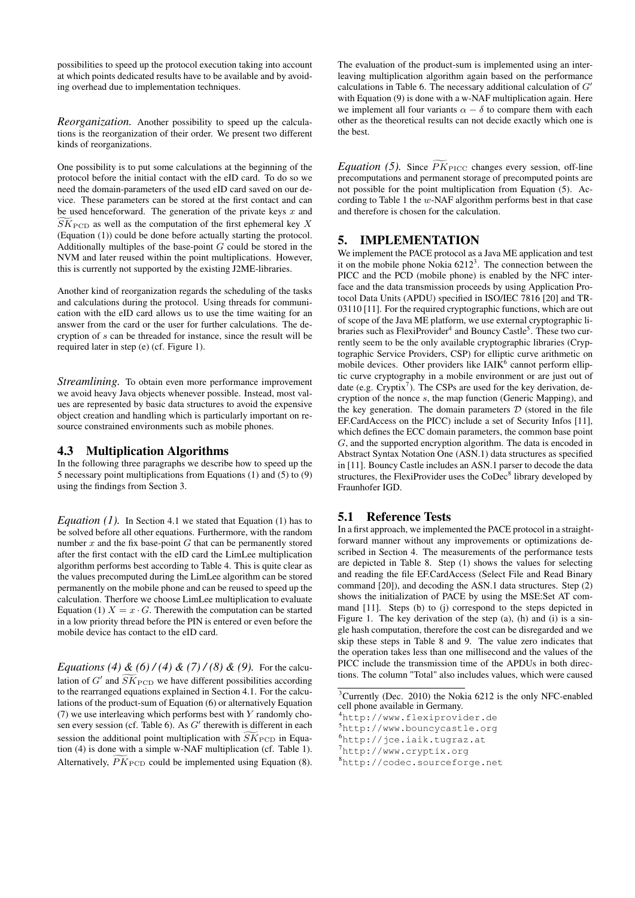possibilities to speed up the protocol execution taking into account at which points dedicated results have to be available and by avoiding overhead due to implementation techniques.

*Reorganization.* Another possibility to speed up the calculations is the reorganization of their order. We present two different kinds of reorganizations.

One possibility is to put some calculations at the beginning of the protocol before the initial contact with the eID card. To do so we need the domain-parameters of the used eID card saved on our device. These parameters can be stored at the first contact and can be used henceforward. The generation of the private keys $x$ and $\widetilde{SK}_{\mathrm{PCD}}$ as well as the computation of the first ephemeral key $X$ (Equation (1)) could be done before actually starting the protocol. Additionally multiples of the base-point $G$ could be stored in the NVM and later reused within the point multiplications. However, this is currently not supported by the existing J2ME-libraries.

Another kind of reorganization regards the scheduling of the tasks and calculations during the protocol. Using threads for communication with the eID card allows us to use the time waiting for an answer from the card or the user for further calculations. The decryption of $s$ can be threaded for instance, since the result will be required later in step (e) (cf. Figure 1).

*Streamlining.* To obtain even more performance improvement we avoid heavy Java objects whenever possible. Instead, most values are represented by basic data structures to avoid the expensive object creation and handling which is particularly important on resource constrained environments such as mobile phones.

### 4.3 Multiplication Algorithms

In the following three paragraphs we describe how to speed up the 5 necessary point multiplications from Equations (1) and (5) to (9) using the findings from Section 3.

*Equation (1).* In Section 4.1 we stated that Equation (1) has to be solved before all other equations. Furthermore, with the random number $x$ and the fix base-point $G$ that can be permanently stored after the first contact with the eID card the LimLee multiplication algorithm performs best according to Table 4. This is quite clear as the values precomputed during the LimLee algorithm can be stored permanently on the mobile phone and can be reused to speed up the calculation. Therfore we choose LimLee multiplication to evaluate Equation (1) $X = x \cdot G$. Therewith the computation can be started in a low priority thread before the PIN is entered or even before the mobile device has contact to the eID card.

*Equations (4) & (6) / (4) & (7) / (8) & (9).* For the calculation of $G'$ and $\widetilde{SK}_{\mathrm{PCD}}$ we have different possibilities according to the rearranged equations explained in Section 4.1. For the calculations of the product-sum of Equation (6) or alternatively Equation (7) we use interleaving which performs best with $Y$ randomly chosen every session (cf. Table 6). As $G'$ therewith is different in each session the additional point multiplication with $\widetilde{SK}_{\mathrm{PCD}}$ in Equation (4) is done with a simple w-NAF multiplication (cf. Table 1). Alternatively, $\widetilde{PK}_{\mathrm{PCD}}$ could be implemented using Equation (8). The evaluation of the product-sum is implemented using an interleaving multiplication algorithm again based on the performance calculations in Table 6. The necessary additional calculation of $G'$ with Equation (9) is done with a w-NAF multiplication again. Here we implement all four variants $\alpha - \delta$ to compare them with each other as the theoretical results can not decide exactly which one is the best.

*Equation (5).* Since $\widetilde{PK}_{\mathrm{PICC}}$ changes every session, off-line precomputations and permanent storage of precomputed points are not possible for the point multiplication from Equation (5). According to Table 1 the $w$-NAF algorithm performs best in that case and therefore is chosen for the calculation.

## 5. IMPLEMENTATION

We implement the PACE protocol as a Java ME application and test it on the mobile phone Nokia 6212[3]. The connection between the PICC and the PCD (mobile phone) is enabled by the NFC interface and the data transmission proceeds by using Application Protocol Data Units (APDU) specified in ISO/IEC 7816 [20] and TR-03110 [11]. For the required cryptographic functions, which are out of scope of the Java ME platform, we use external cryptographic libraries such as FlexiProvider[4] and Bouncy Castle[5]. These two currently seem to be the only available cryptographic libraries (Cryptographic Service Providers, CSP) for elliptic curve arithmetic on mobile devices. Other providers like IAIK[6] cannot perform elliptic curve cryptography in a mobile environment or are just out of date (e.g. Cryptix[7]). The CSPs are used for the key derivation, decryption of the nonce $s$, the map function (Generic Mapping), and the key generation. The domain parameters $\mathcal{D}$ (stored in the file EF.CardAccess on the PICC) include a set of Security Infos [11], which defines the ECC domain parameters, the common base point $G$, and the supported encryption algorithm. The data is encoded in Abstract Syntax Notation One (ASN.1) data structures as specified in [11]. Bouncy Castle includes an ASN.1 parser to decode the data structures, the FlexiProvider uses the CoDec[8] library developed by Fraunhofer IGD.

### 5.1 Reference Tests

In a first approach, we implemented the PACE protocol in a straightforward manner without any improvements or optimizations described in Section 4. The measurements of the performance tests are depicted in Table 8. Step (1) shows the values for selecting and reading the file EF.CardAccess (Select File and Read Binary command [20]), and decoding the ASN.1 data structures. Step (2) shows the initialization of PACE by using the MSE:Set AT command [11]. Steps (b) to (j) correspond to the steps depicted in Figure 1. The key derivation of the step (a), (h) and (i) is a single hash computation, therefore the cost can be disregarded and we skip these steps in Table 8 and 9. The value zero indicates that the operation takes less than one millisecond and the values of the PICC include the transmission time of the APDUs in both directions. The column "Total" also includes values, which were caused

[3] Currently (Dec. 2010) the Nokia 6212 is the only NFC-enabled cell phone available in Germany.

[4] http://www.flexiprovider.de

[5] http://www.bouncycastle.org

[6] http://jce.iaik.tugraz.at

[7] http://www.cryptix.org

[8] http://codec.sourceforge.net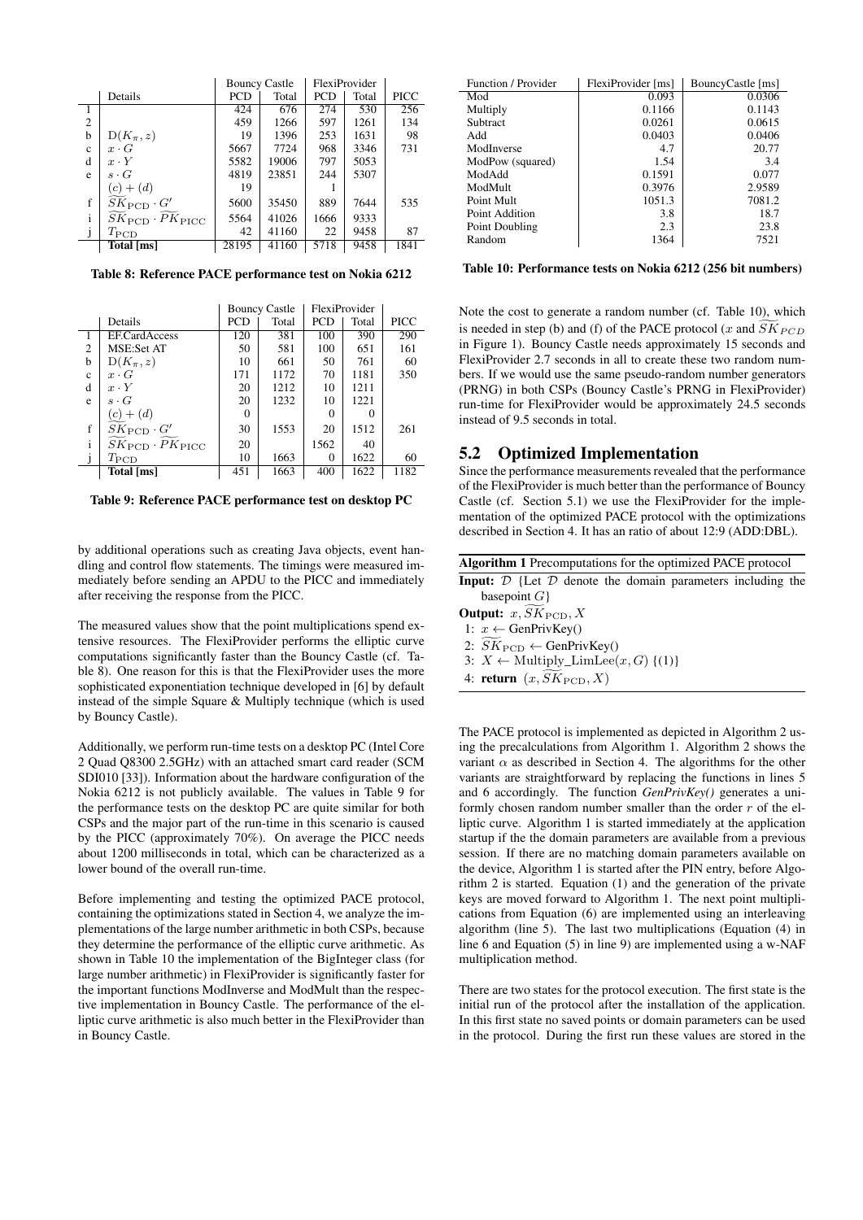|  | Details | Bouncy Castle |  | FlexiProvider |  |  |
|---|---|---|---|---|---|---|
|  |  | PCD | Total | PCD | Total | PICC |
| 1 |  | 424 | 676 | 274 | 530 | 256 |
| 2 |  | 459 | 1266 | 597 | 1261 | 134 |
| b | $\mathrm{D}(K_\pi, z)$ | 19 | 1396 | 253 | 1631 | 98 |
| c | $x \cdot G$ | 5667 | 7724 | 968 | 3346 | 731 |
| d | $x \cdot Y$ | 5582 | 19006 | 797 | 5053 |  |
| e | $s \cdot G$ | 4819 | 23851 | 244 | 5307 |  |
|  | $(c) + (d)$ | 19 |  | 1 |  |  |
| f | $\widetilde{SK}_{\mathrm{PCD}} \cdot G'$ | 5600 | 35450 | 889 | 7644 | 535 |
| i | $\widetilde{SK}_{\mathrm{PCD}} \cdot \widetilde{PK}_{\mathrm{PICC}}$ | 5564 | 41026 | 1666 | 9333 |  |
| j | $T_{\mathrm{PCD}}$ | 42 | 41160 | 22 | 9458 | 87 |
|  | **Total [ms]** | 28195 | 41160 | 5718 | 9458 | 1841 |

**Table 8: Reference PACE performance test on Nokia 6212**

|  | Details | Bouncy Castle |  | FlexiProvider |  |  |
|---|---|---|---|---|---|---|
|  |  | PCD | Total | PCD | Total | PICC |
| 1 | EF.CardAccess | 120 | 381 | 100 | 390 | 290 |
| 2 | MSE:Set AT | 50 | 581 | 100 | 651 | 161 |
| b | $\mathrm{D}(K_\pi, z)$ | 10 | 661 | 50 | 761 | 60 |
| c | $x \cdot G$ | 171 | 1172 | 70 | 1181 | 350 |
| d | $x \cdot Y$ | 20 | 1212 | 10 | 1211 |  |
| e | $s \cdot G$ | 20 | 1232 | 10 | 1221 |  |
|  | $(c) + (d)$ | 0 |  | 0 | 0 |  |
| f | $\widetilde{SK}_{\mathrm{PCD}} \cdot G'$ | 30 | 1553 | 20 | 1512 | 261 |
| i | $\widetilde{SK}_{\mathrm{PCD}} \cdot \widetilde{PK}_{\mathrm{PICC}}$ | 20 |  | 1562 | 40 |  |
| j | $T_{\mathrm{PCD}}$ | 10 | 1663 | 0 | 1622 | 60 |
|  | **Total [ms]** | 451 | 1663 | 400 | 1622 | 1182 |

**Table 9: Reference PACE performance test on desktop PC**

by additional operations such as creating Java objects, event handling and control flow statements. The timings were measured immediately before sending an APDU to the PICC and immediately after receiving the response from the PICC.

The measured values show that the point multiplications spend extensive resources. The FlexiProvider performs the elliptic curve computations significantly faster than the Bouncy Castle (cf. Table 8). One reason for this is that the FlexiProvider uses the more sophisticated exponentiation technique developed in [6] by default instead of the simple Square & Multiply technique (which is used by Bouncy Castle).

Additionally, we perform run-time tests on a desktop PC (Intel Core 2 Quad Q8300 2.5GHz) with an attached smart card reader (SCM SDI010 [33]). Information about the hardware configuration of the Nokia 6212 is not publicly available. The values in Table 9 for the performance tests on the desktop PC are quite similar for both CSPs and the major part of the run-time in this scenario is caused by the PICC (approximately 70%). On average the PICC needs about 1200 milliseconds in total, which can be characterized as a lower bound of the overall run-time.

Before implementing and testing the optimized PACE protocol, containing the optimizations stated in Section 4, we analyze the implementations of the large number arithmetic in both CSPs, because they determine the performance of the elliptic curve arithmetic. As shown in Table 10 the implementation of the BigInteger class (for large number arithmetic) in FlexiProvider is significantly faster for the important functions ModInverse and ModMult than the respective implementation in Bouncy Castle. The performance of the elliptic curve arithmetic is also much better in the FlexiProvider than in Bouncy Castle.

| Function / Provider | FlexiProvider [ms] | BouncyCastle [ms] |
|---|---|---|
| Mod | 0.093 | 0.0306 |
| Multiply | 0.1166 | 0.1143 |
| Subtract | 0.0261 | 0.0615 |
| Add | 0.0403 | 0.0406 |
| ModInverse | 4.7 | 20.77 |
| ModPow (squared) | 1.54 | 3.4 |
| ModAdd | 0.1591 | 0.077 |
| ModMult | 0.3976 | 2.9589 |
| Point Mult | 1051.3 | 7081.2 |
| Point Addition | 3.8 | 18.7 |
| Point Doubling | 2.3 | 23.8 |
| Random | 1364 | 7521 |

**Table 10: Performance tests on Nokia 6212 (256 bit numbers)**

Note the cost to generate a random number (cf. Table 10), which is needed in step (b) and (f) of the PACE protocol ($x$ and $\widetilde{SK}_{PCD}$ in Figure 1). Bouncy Castle needs approximately 15 seconds and FlexiProvider 2.7 seconds in all to create these two random numbers. If we would use the same pseudo-random number generators (PRNG) in both CSPs (Bouncy Castle's PRNG in FlexiProvider) run-time for FlexiProvider would be approximately 24.5 seconds instead of 9.5 seconds in total.

## 5.2 Optimized Implementation

Since the performance measurements revealed that the performance of the FlexiProvider is much better than the performance of Bouncy Castle (cf. Section 5.1) we use the FlexiProvider for the implementation of the optimized PACE protocol with the optimizations described in Section 4. It has an ratio of about 12:9 (ADD:DBL).

**Algorithm 1** Precomputations for the optimized PACE protocol

**Input:** $\mathcal{D}$ {Let $\mathcal{D}$ denote the domain parameters including the basepoint $G$}
**Output:** $x, \widetilde{SK}_{\mathrm{PCD}}, X$
1: $x \leftarrow$ GenPrivKey()
2: $\widetilde{SK}_{\mathrm{PCD}} \leftarrow$ GenPrivKey()
3: $X \leftarrow$ Multiply_LimLee$(x, G)$ {(1)}
4: **return** $(x, \widetilde{SK}_{\mathrm{PCD}}, X)$

The PACE protocol is implemented as depicted in Algorithm 2 using the precalculations from Algorithm 1. Algorithm 2 shows the variant $\alpha$ as described in Section 4. The algorithms for the other variants are straightforward by replacing the functions in lines 5 and 6 accordingly. The function *GenPrivKey()* generates a uniformly chosen random number smaller than the order $r$ of the elliptic curve. Algorithm 1 is started immediately at the application startup if the the domain parameters are available from a previous session. If there are no matching domain parameters available on the device, Algorithm 1 is started after the PIN entry, before Algorithm 2 is started. Equation (1) and the generation of the private keys are moved forward to Algorithm 1. The next point multiplications from Equation (6) are implemented using an interleaving algorithm (line 5). The last two multiplications (Equation (4) in line 6 and Equation (5) in line 9) are implemented using a w-NAF multiplication method.

There are two states for the protocol execution. The first state is the initial run of the protocol after the installation of the application. In this first state no saved points or domain parameters can be used in the protocol. During the first run these values are stored in the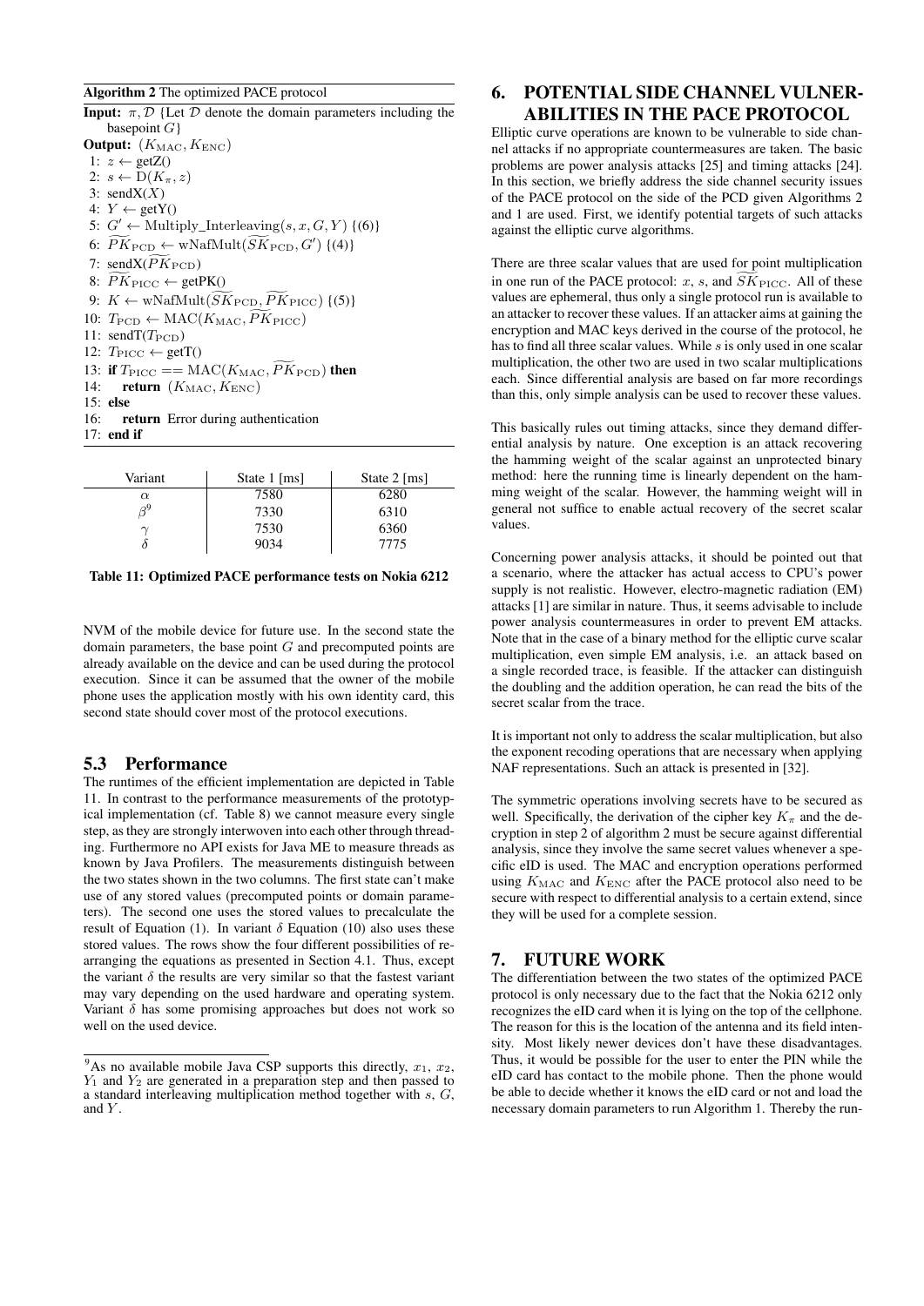**Algorithm 2** The optimized PACE protocol

**Input:** $\pi, \mathcal{D}$ {Let $\mathcal{D}$ denote the domain parameters including the basepoint $G$}
**Output:** $(K_{\text{MAC}}, K_{\text{ENC}})$

1: $z \leftarrow$ getZ()
2: $s \leftarrow \text{D}(K_\pi, z)$
3: sendX($X$)
4: $Y \leftarrow$ getY()
5: $G' \leftarrow$ Multiply_Interleaving$(s, x, G, Y)$ {(6)}
6: $\widetilde{PK}_{\text{PCD}} \leftarrow \text{wNafMult}(\widetilde{SK}_{\text{PCD}}, G')$ {(4)}
7: sendX($\widetilde{PK}_{\text{PCD}}$)
8: $\widetilde{PK}_{\text{PICC}} \leftarrow$ getPK()
9: $K \leftarrow \text{wNafMult}(\widetilde{SK}_{\text{PCD}}, \widetilde{PK}_{\text{PICC}})$ {(5)}
10: $T_{\text{PCD}} \leftarrow \text{MAC}(K_{\text{MAC}}, \widetilde{PK}_{\text{PICC}})$
11: sendT($T_{\text{PCD}}$)
12: $T_{\text{PICC}} \leftarrow$ getT()
13: **if** $T_{\text{PICC}} == \text{MAC}(K_{\text{MAC}}, \widetilde{PK}_{\text{PCD}})$ **then**
14: **return** $(K_{\text{MAC}}, K_{\text{ENC}})$
15: **else**
16: **return** Error during authentication
17: **end if**

| Variant | State 1 [ms] | State 2 [ms] |
|---|---|---|
| $\alpha$ | 7580 | 6280 |
| $\beta$[9] | 7330 | 6310 |
| $\gamma$ | 7530 | 6360 |
| $\delta$ | 9034 | 7775 |

**Table 11: Optimized PACE performance tests on Nokia 6212**

NVM of the mobile device for future use. In the second state the domain parameters, the base point $G$ and precomputed points are already available on the device and can be used during the protocol execution. Since it can be assumed that the owner of the mobile phone uses the application mostly with his own identity card, this second state should cover most of the protocol executions.

## 5.3 Performance

The runtimes of the efficient implementation are depicted in Table 11. In contrast to the performance measurements of the prototypical implementation (cf. Table 8) we cannot measure every single step, as they are strongly interwoven into each other through threading. Furthermore no API exists for Java ME to measure threads as known by Java Profilers. The measurements distinguish between the two states shown in the two columns. The first state can't make use of any stored values (precomputed points or domain parameters). The second one uses the stored values to precalculate the result of Equation (1). In variant $\delta$ Equation (10) also uses these stored values. The rows show the four different possibilities of rearranging the equations as presented in Section 4.1. Thus, except the variant $\delta$ the results are very similar so that the fastest variant may vary depending on the used hardware and operating system. Variant $\delta$ has some promising approaches but does not work so well on the used device.

[9] As no available mobile Java CSP supports this directly, $x_1$, $x_2$, $Y_1$ and $Y_2$ are generated in a preparation step and then passed to a standard interleaving multiplication method together with $s$, $G$, and $Y$.

# 6. POTENTIAL SIDE CHANNEL VULNERABILITIES IN THE PACE PROTOCOL

Elliptic curve operations are known to be vulnerable to side channel attacks if no appropriate countermeasures are taken. The basic problems are power analysis attacks [25] and timing attacks [24]. In this section, we briefly address the side channel security issues of the PACE protocol on the side of the PCD given Algorithms 2 and 1 are used. First, we identify potential targets of such attacks against the elliptic curve algorithms.

There are three scalar values that are used for point multiplication in one run of the PACE protocol: $x$, $s$, and $\widetilde{SK}_{\text{PICC}}$. All of these values are ephemeral, thus only a single protocol run is available to an attacker to recover these values. If an attacker aims at gaining the encryption and MAC keys derived in the course of the protocol, he has to find all three scalar values. While $s$ is only used in one scalar multiplication, the other two are used in two scalar multiplications each. Since differential analysis are based on far more recordings than this, only simple analysis can be used to recover these values.

This basically rules out timing attacks, since they demand differential analysis by nature. One exception is an attack recovering the hamming weight of the scalar against an unprotected binary method: here the running time is linearly dependent on the hamming weight of the scalar. However, the hamming weight will in general not suffice to enable actual recovery of the secret scalar values.

Concerning power analysis attacks, it should be pointed out that a scenario, where the attacker has actual access to CPU's power supply is not realistic. However, electro-magnetic radiation (EM) attacks [1] are similar in nature. Thus, it seems advisable to include power analysis countermeasures in order to prevent EM attacks. Note that in the case of a binary method for the elliptic curve scalar multiplication, even simple EM analysis, i.e. an attack based on a single recorded trace, is feasible. If the attacker can distinguish the doubling and the addition operation, he can read the bits of the secret scalar from the trace.

It is important not only to address the scalar multiplication, but also the exponent recoding operations that are necessary when applying NAF representations. Such an attack is presented in [32].

The symmetric operations involving secrets have to be secured as well. Specifically, the derivation of the cipher key $K_\pi$ and the decryption in step 2 of algorithm 2 must be secure against differential analysis, since they involve the same secret values whenever a specific eID is used. The MAC and encryption operations performed using $K_{\text{MAC}}$ and $K_{\text{ENC}}$ after the PACE protocol also need to be secure with respect to differential analysis to a certain extend, since they will be used for a complete session.

# 7. FUTURE WORK

The differentiation between the two states of the optimized PACE protocol is only necessary due to the fact that the Nokia 6212 only recognizes the eID card when it is lying on the top of the cellphone. The reason for this is the location of the antenna and its field intensity. Most likely newer devices don't have these disadvantages. Thus, it would be possible for the user to enter the PIN while the eID card has contact to the mobile phone. Then the phone would be able to decide whether it knows the eID card or not and load the necessary domain parameters to run Algorithm 1. Thereby the run-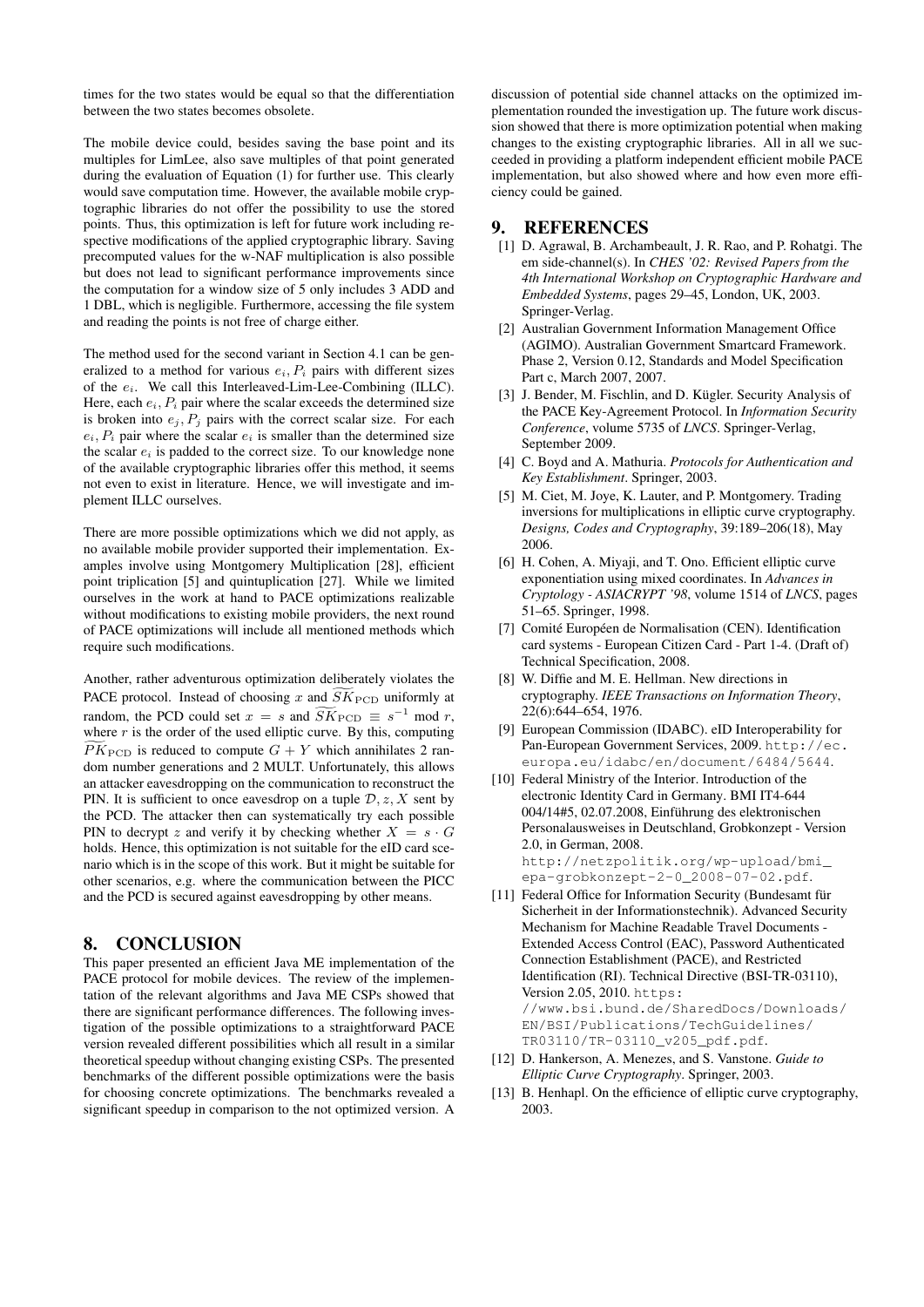times for the two states would be equal so that the differentiation between the two states becomes obsolete.

The mobile device could, besides saving the base point and its multiples for LimLee, also save multiples of that point generated during the evaluation of Equation (1) for further use. This clearly would save computation time. However, the available mobile cryptographic libraries do not offer the possibility to use the stored points. Thus, this optimization is left for future work including respective modifications of the applied cryptographic library. Saving precomputed values for the w-NAF multiplication is also possible but does not lead to significant performance improvements since the computation for a window size of 5 only includes 3 ADD and 1 DBL, which is negligible. Furthermore, accessing the file system and reading the points is not free of charge either.

The method used for the second variant in Section 4.1 can be generalized to a method for various $e_i, P_i$ pairs with different sizes of the $e_i$. We call this Interleaved-Lim-Lee-Combining (ILLC). Here, each $e_i, P_i$ pair where the scalar exceeds the determined size is broken into $e_j, P_j$ pairs with the correct scalar size. For each $e_i, P_i$ pair where the scalar $e_i$ is smaller than the determined size the scalar $e_i$ is padded to the correct size. To our knowledge none of the available cryptographic libraries offer this method, it seems not even to exist in literature. Hence, we will investigate and implement ILLC ourselves.

There are more possible optimizations which we did not apply, as no available mobile provider supported their implementation. Examples involve using Montgomery Multiplication [28], efficient point triplication [5] and quintuplication [27]. While we limited ourselves in the work at hand to PACE optimizations realizable without modifications to existing mobile providers, the next round of PACE optimizations will include all mentioned methods which require such modifications.

Another, rather adventurous optimization deliberately violates the PACE protocol. Instead of choosing $x$ and $\widetilde{SK}_{\mathrm{PCD}}$ uniformly at random, the PCD could set $x = s$ and $\widetilde{SK}_{\mathrm{PCD}} \equiv s^{-1} \bmod r$, where $r$ is the order of the used elliptic curve. By this, computing $\widetilde{PK}_{\mathrm{PCD}}$ is reduced to compute $G + Y$ which annihilates 2 random number generations and 2 MULT. Unfortunately, this allows an attacker eavesdropping on the communication to reconstruct the PIN. It is sufficient to once eavesdrop on a tuple $\mathcal{D}, z, X$ sent by the PCD. The attacker then can systematically try each possible PIN to decrypt $z$ and verify it by checking whether $X = s \cdot G$ holds. Hence, this optimization is not suitable for the eID card scenario which is in the scope of this work. But it might be suitable for other scenarios, e.g. where the communication between the PICC and the PCD is secured against eavesdropping by other means.

## 8. CONCLUSION

This paper presented an efficient Java ME implementation of the PACE protocol for mobile devices. The review of the implementation of the relevant algorithms and Java ME CSPs showed that there are significant performance differences. The following investigation of the possible optimizations to a straightforward PACE version revealed different possibilities which all result in a similar theoretical speedup without changing existing CSPs. The presented benchmarks of the different possible optimizations were the basis for choosing concrete optimizations. The benchmarks revealed a significant speedup in comparison to the not optimized version. A discussion of potential side channel attacks on the optimized implementation rounded the investigation up. The future work discussion showed that there is more optimization potential when making changes to the existing cryptographic libraries. All in all we succeeded in providing a platform independent efficient mobile PACE implementation, but also showed where and how even more efficiency could be gained.

## 9. REFERENCES

[1] D. Agrawal, B. Archambeault, J. R. Rao, and P. Rohatgi. The em side-channel(s). In *CHES '02: Revised Papers from the 4th International Workshop on Cryptographic Hardware and Embedded Systems*, pages 29–45, London, UK, 2003. Springer-Verlag.

[2] Australian Government Information Management Office (AGIMO). Australian Government Smartcard Framework. Phase 2, Version 0.12, Standards and Model Specification Part c, March 2007, 2007.

[3] J. Bender, M. Fischlin, and D. Kügler. Security Analysis of the PACE Key-Agreement Protocol. In *Information Security Conference*, volume 5735 of *LNCS*. Springer-Verlag, September 2009.

[4] C. Boyd and A. Mathuria. *Protocols for Authentication and Key Establishment*. Springer, 2003.

[5] M. Ciet, M. Joye, K. Lauter, and P. Montgomery. Trading inversions for multiplications in elliptic curve cryptography. *Designs, Codes and Cryptography*, 39:189–206(18), May 2006.

[6] H. Cohen, A. Miyaji, and T. Ono. Efficient elliptic curve exponentiation using mixed coordinates. In *Advances in Cryptology - ASIACRYPT '98*, volume 1514 of *LNCS*, pages 51–65. Springer, 1998.

[7] Comité Européen de Normalisation (CEN). Identification card systems - European Citizen Card - Part 1-4. (Draft of) Technical Specification, 2008.

[8] W. Diffie and M. E. Hellman. New directions in cryptography. *IEEE Transactions on Information Theory*, 22(6):644–654, 1976.

[9] European Commission (IDABC). eID Interoperability for Pan-European Government Services, 2009. http://ec.europa.eu/idabc/en/document/6484/5644.

[10] Federal Ministry of the Interior. Introduction of the electronic Identity Card in Germany. BMI IT4-644 004/14#5, 02.07.2008, Einführung des elektronischen Personalausweises in Deutschland, Grobkonzept - Version 2.0, in German, 2008. http://netzpolitik.org/wp-upload/bmi_epa-grobkonzept-2-0_2008-07-02.pdf.

[11] Federal Office for Information Security (Bundesamt für Sicherheit in der Informationstechnik). Advanced Security Mechanism for Machine Readable Travel Documents - Extended Access Control (EAC), Password Authenticated Connection Establishment (PACE), and Restricted Identification (RI). Technical Directive (BSI-TR-03110), Version 2.05, 2010. https://www.bsi.bund.de/SharedDocs/Downloads/EN/BSI/Publications/TechGuidelines/TR03110/TR-03110_v205_pdf.pdf.

[12] D. Hankerson, A. Menezes, and S. Vanstone. *Guide to Elliptic Curve Cryptography*. Springer, 2003.

[13] B. Henhapl. On the efficience of elliptic curve cryptography, 2003.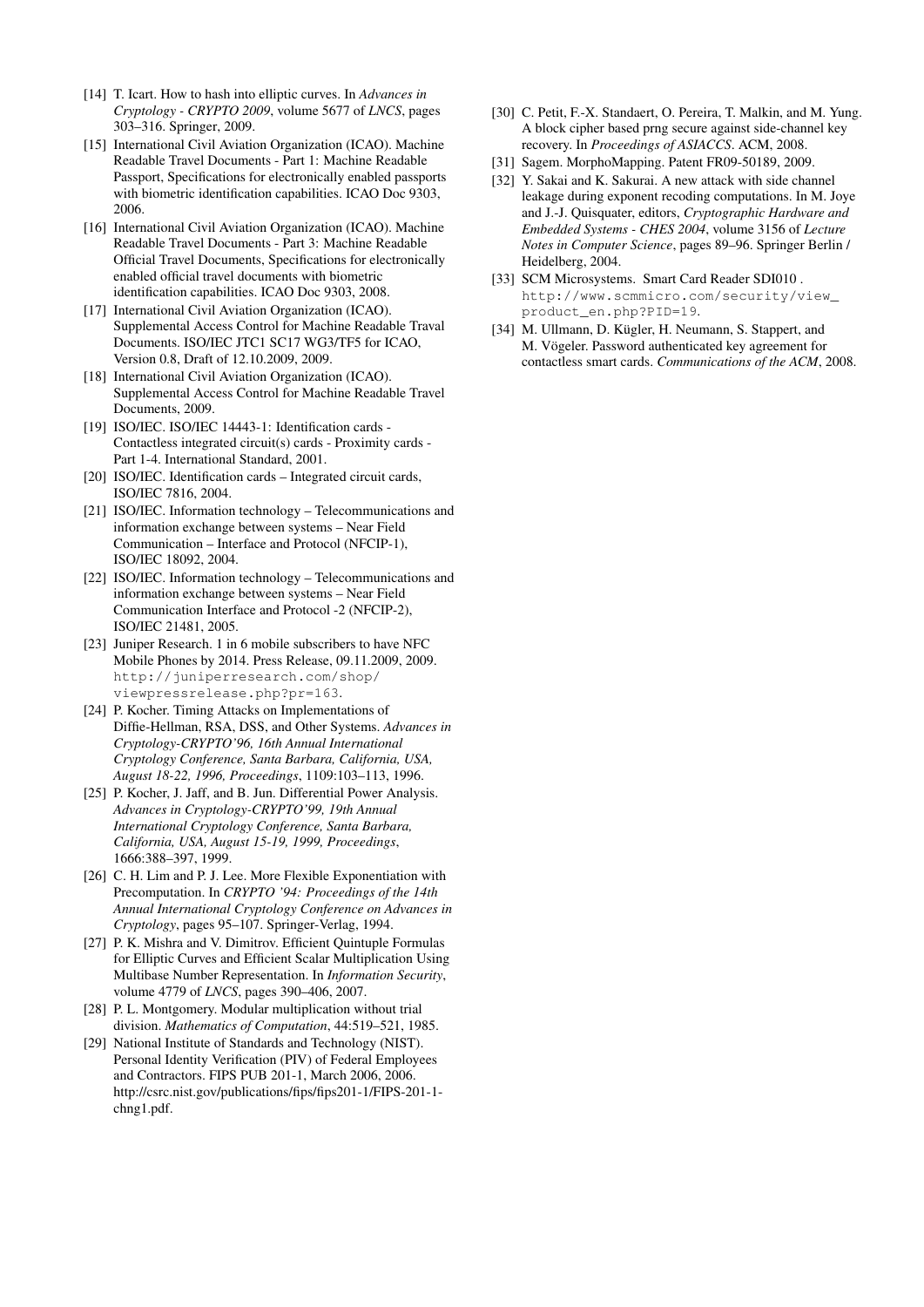[14] T. Icart. How to hash into elliptic curves. In *Advances in Cryptology - CRYPTO 2009*, volume 5677 of *LNCS*, pages 303–316. Springer, 2009.

[15] International Civil Aviation Organization (ICAO). Machine Readable Travel Documents - Part 1: Machine Readable Passport, Specifications for electronically enabled passports with biometric identification capabilities. ICAO Doc 9303, 2006.

[16] International Civil Aviation Organization (ICAO). Machine Readable Travel Documents - Part 3: Machine Readable Official Travel Documents, Specifications for electronically enabled official travel documents with biometric identification capabilities. ICAO Doc 9303, 2008.

[17] International Civil Aviation Organization (ICAO). Supplemental Access Control for Machine Readable Traval Documents. ISO/IEC JTC1 SC17 WG3/TF5 for ICAO, Version 0.8, Draft of 12.10.2009, 2009.

[18] International Civil Aviation Organization (ICAO). Supplemental Access Control for Machine Readable Travel Documents, 2009.

[19] ISO/IEC. ISO/IEC 14443-1: Identification cards - Contactless integrated circuit(s) cards - Proximity cards - Part 1-4. International Standard, 2001.

[20] ISO/IEC. Identification cards – Integrated circuit cards, ISO/IEC 7816, 2004.

[21] ISO/IEC. Information technology – Telecommunications and information exchange between systems – Near Field Communication – Interface and Protocol (NFCIP-1), ISO/IEC 18092, 2004.

[22] ISO/IEC. Information technology – Telecommunications and information exchange between systems – Near Field Communication Interface and Protocol -2 (NFCIP-2), ISO/IEC 21481, 2005.

[23] Juniper Research. 1 in 6 mobile subscribers to have NFC Mobile Phones by 2014. Press Release, 09.11.2009, 2009. http://juniperresearch.com/shop/viewpressrelease.php?pr=163.

[24] P. Kocher. Timing Attacks on Implementations of Diffie-Hellman, RSA, DSS, and Other Systems. *Advances in Cryptology-CRYPTO'96, 16th Annual International Cryptology Conference, Santa Barbara, California, USA, August 18-22, 1996, Proceedings*, 1109:103–113, 1996.

[25] P. Kocher, J. Jaff, and B. Jun. Differential Power Analysis. *Advances in Cryptology-CRYPTO'99, 19th Annual International Cryptology Conference, Santa Barbara, California, USA, August 15-19, 1999, Proceedings*, 1666:388–397, 1999.

[26] C. H. Lim and P. J. Lee. More Flexible Exponentiation with Precomputation. In *CRYPTO '94: Proceedings of the 14th Annual International Cryptology Conference on Advances in Cryptology*, pages 95–107. Springer-Verlag, 1994.

[27] P. K. Mishra and V. Dimitrov. Efficient Quintuple Formulas for Elliptic Curves and Efficient Scalar Multiplication Using Multibase Number Representation. In *Information Security*, volume 4779 of *LNCS*, pages 390–406, 2007.

[28] P. L. Montgomery. Modular multiplication without trial division. *Mathematics of Computation*, 44:519–521, 1985.

[29] National Institute of Standards and Technology (NIST). Personal Identity Verification (PIV) of Federal Employees and Contractors. FIPS PUB 201-1, March 2006, 2006. http://csrc.nist.gov/publications/fips/fips201-1/FIPS-201-1-chng1.pdf.

[30] C. Petit, F.-X. Standaert, O. Pereira, T. Malkin, and M. Yung. A block cipher based prng secure against side-channel key recovery. In *Proceedings of ASIACCS*. ACM, 2008.

[31] Sagem. MorphoMapping. Patent FR09-50189, 2009.

[32] Y. Sakai and K. Sakurai. A new attack with side channel leakage during exponent recoding computations. In M. Joye and J.-J. Quisquater, editors, *Cryptographic Hardware and Embedded Systems - CHES 2004*, volume 3156 of *Lecture Notes in Computer Science*, pages 89–96. Springer Berlin / Heidelberg, 2004.

[33] SCM Microsystems. Smart Card Reader SDI010 . http://www.scmmicro.com/security/view_product_en.php?PID=19.

[34] M. Ullmann, D. Kügler, H. Neumann, S. Stappert, and M. Vögeler. Password authenticated key agreement for contactless smart cards. *Communications of the ACM*, 2008.